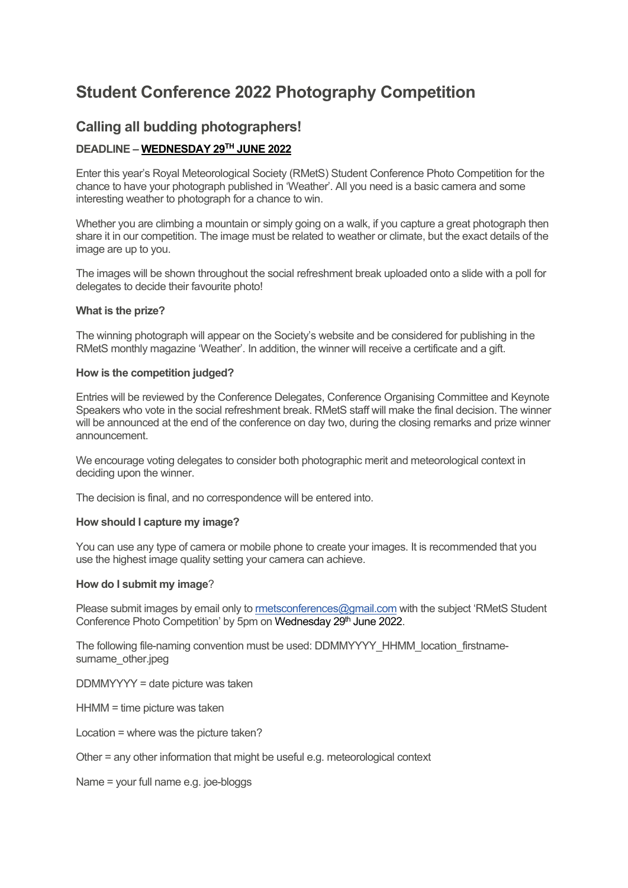# Student Conference 2022 Photography Competition

## Calling all budding photographers!

### DEADLINE – <u>WEDNESDAY 29TH JUNE 2022</u>

Enter this year's Royal Meteorological Society (RMetS) Student Conference Photo Competition for the chance to have your photograph published in 'Weather'. All you need is a basic camera and some interesting weather to photograph for a chance to win.

Whether you are climbing a mountain or simply going on a walk, if you capture a great photograph then share it in our competition. The image must be related to weather or climate, but the exact details of the image are up to you.

The images will be shown throughout the social refreshment break uploaded onto a slide with a poll for delegates to decide their favourite photo!

**What is the prize?**

The winning photograph will appear on the Society's website and be considered for publishing in the RMetS monthly magazine 'Weather'. In addition, the winner will receive a certificate and a gift.

**How is the competition judged?**

Entries will be reviewed by the Conference Delegates, Conference Organising Committee and Keynote Speakers who vote in the social refreshment break. RMetS staff will make the final decision. The winner will be announced at the end of the conference on day two, during the closing remarks and prize winner announcement.

We encourage voting delegates to consider both photographic merit and meteorological context in deciding upon the winner.

The decision is final, and no correspondence will be entered into.

**How should I capture my image?**

You can use any type of camera or mobile phone to create your images. It is recommended that you use the highest image quality setting your camera can achieve.

**How do I submit my image?**

Please submit images by email only to rmetsconferences@gmail.com with the subject 'RMetS Student Conference Photo Competition' by 5pm on Wednesday 29th June 2022.

The following file-naming convention must be used: DDMMYYYY_HHMM_location_firstname-surname_other.jpeg

DDMMYYYY = date picture was taken

HHMM = time picture was taken

Location = where was the picture taken?

Other = any other information that might be useful e.g. meteorological context

Name = your full name e.g. joe-bloggs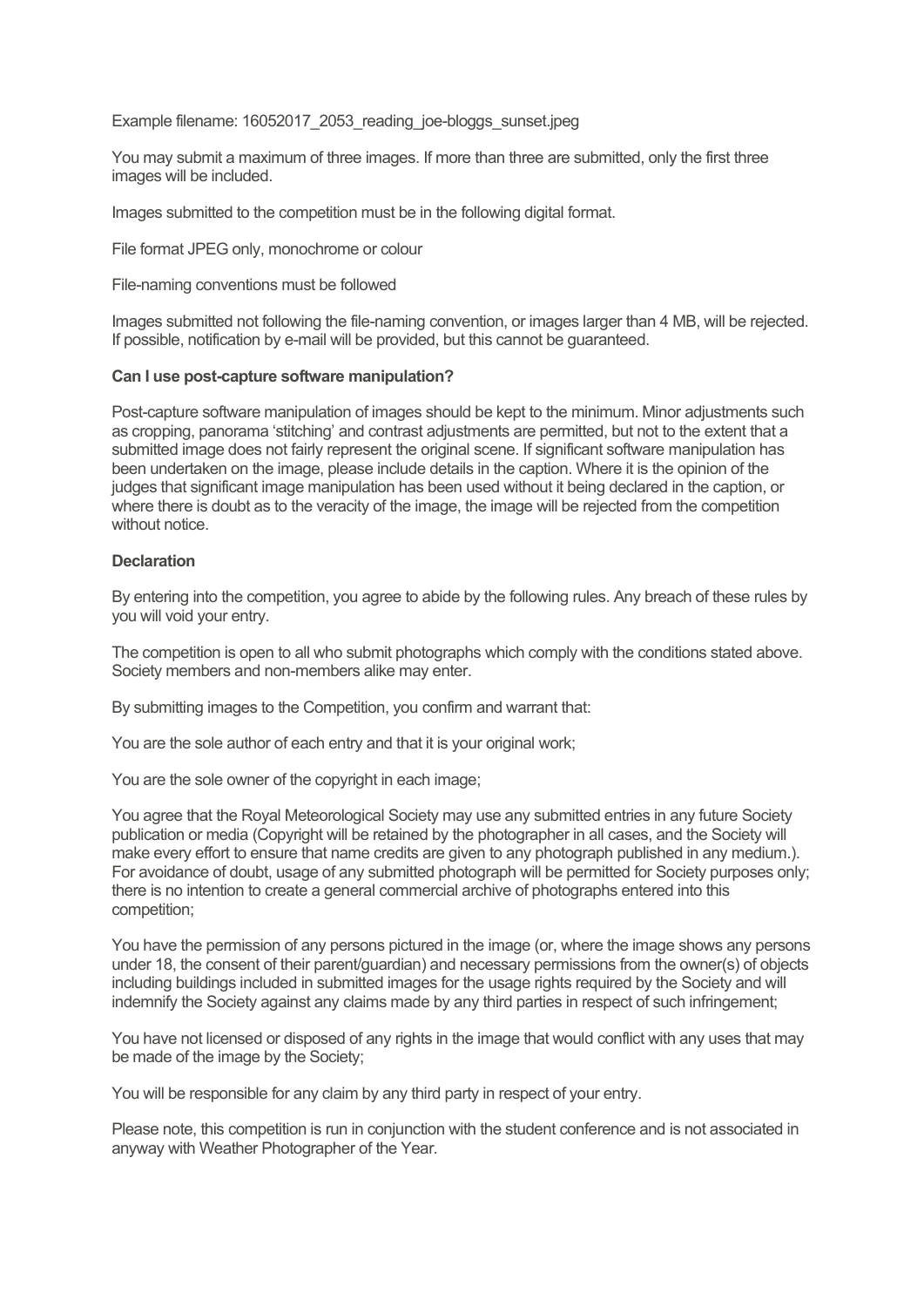Example filename: 16052017_2053_reading_joe-bloggs_sunset.jpeg

You may submit a maximum of three images. If more than three are submitted, only the first three images will be included.

Images submitted to the competition must be in the following digital format.

File format JPEG only, monochrome or colour

File-naming conventions must be followed

Images submitted not following the file-naming convention, or images larger than 4 MB, will be rejected. If possible, notification by e-mail will be provided, but this cannot be guaranteed.

**Can I use post-capture software manipulation?**

Post-capture software manipulation of images should be kept to the minimum. Minor adjustments such as cropping, panorama 'stitching' and contrast adjustments are permitted, but not to the extent that a submitted image does not fairly represent the original scene. If significant software manipulation has been undertaken on the image, please include details in the caption. Where it is the opinion of the judges that significant image manipulation has been used without it being declared in the caption, or where there is doubt as to the veracity of the image, the image will be rejected from the competition without notice.

**Declaration**

By entering into the competition, you agree to abide by the following rules. Any breach of these rules by you will void your entry.

The competition is open to all who submit photographs which comply with the conditions stated above. Society members and non-members alike may enter.

By submitting images to the Competition, you confirm and warrant that:

You are the sole author of each entry and that it is your original work;

You are the sole owner of the copyright in each image;

You agree that the Royal Meteorological Society may use any submitted entries in any future Society publication or media (Copyright will be retained by the photographer in all cases, and the Society will make every effort to ensure that name credits are given to any photograph published in any medium.). For avoidance of doubt, usage of any submitted photograph will be permitted for Society purposes only; there is no intention to create a general commercial archive of photographs entered into this competition;

You have the permission of any persons pictured in the image (or, where the image shows any persons under 18, the consent of their parent/guardian) and necessary permissions from the owner(s) of objects including buildings included in submitted images for the usage rights required by the Society and will indemnify the Society against any claims made by any third parties in respect of such infringement;

You have not licensed or disposed of any rights in the image that would conflict with any uses that may be made of the image by the Society;

You will be responsible for any claim by any third party in respect of your entry.

Please note, this competition is run in conjunction with the student conference and is not associated in anyway with Weather Photographer of the Year.